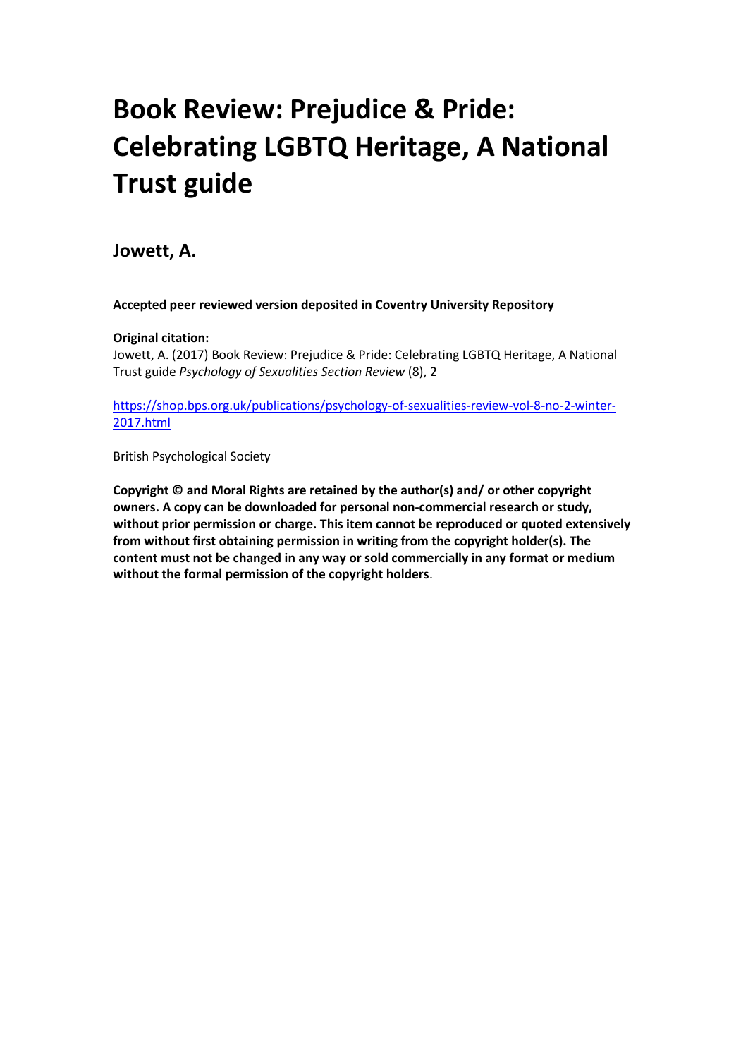# Book Review: Prejudice & Pride: Celebrating LGBTQ Heritage, A National Trust guide

## Jowett, A.

**Accepted peer reviewed version deposited in Coventry University Repository**

**Original citation:**
Jowett, A. (2017) Book Review: Prejudice & Pride: Celebrating LGBTQ Heritage, A National Trust guide *Psychology of Sexualities Section Review* (8), 2

https://shop.bps.org.uk/publications/psychology-of-sexualities-review-vol-8-no-2-winter-2017.html

British Psychological Society

**Copyright © and Moral Rights are retained by the author(s) and/ or other copyright owners. A copy can be downloaded for personal non-commercial research or study, without prior permission or charge. This item cannot be reproduced or quoted extensively from without first obtaining permission in writing from the copyright holder(s). The content must not be changed in any way or sold commercially in any format or medium without the formal permission of the copyright holders**.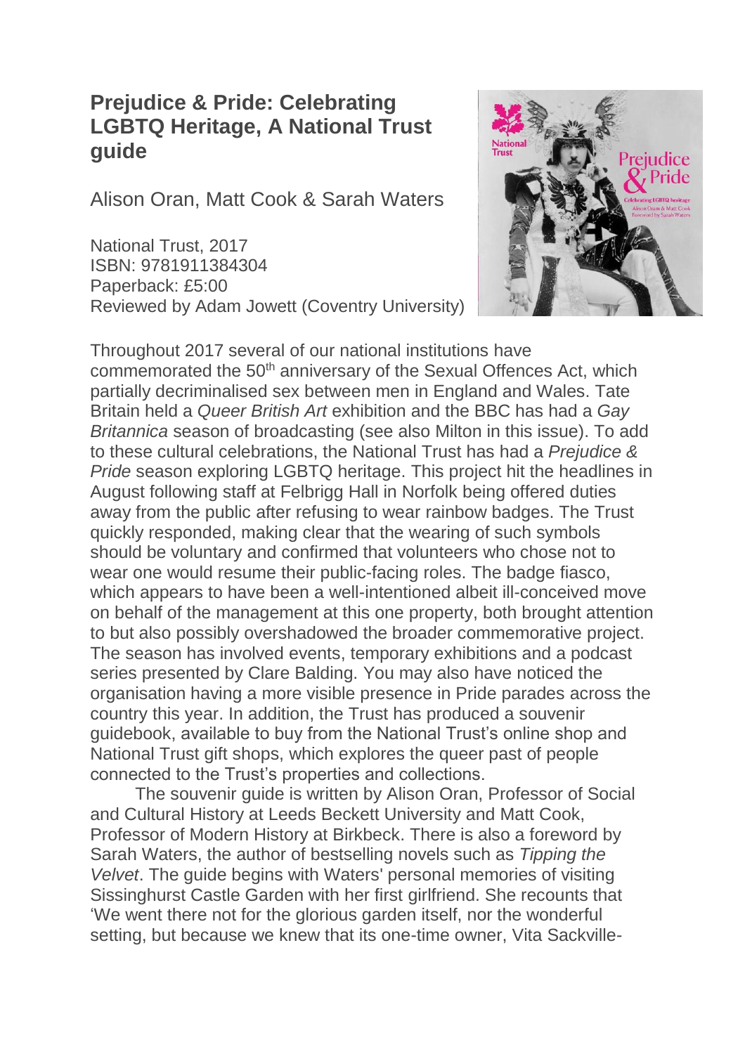## Prejudice & Pride: Celebrating LGBTQ Heritage, A National Trust guide

Alison Oran, Matt Cook & Sarah Waters

National Trust, 2017
ISBN: 9781911384304
Paperback: £5:00
Reviewed by Adam Jowett (Coventry University)

Throughout 2017 several of our national institutions have commemorated the 50th anniversary of the Sexual Offences Act, which partially decriminalised sex between men in England and Wales. Tate Britain held a *Queer British Art* exhibition and the BBC has had a *Gay Britannica* season of broadcasting (see also Milton in this issue). To add to these cultural celebrations, the National Trust has had a *Prejudice & Pride* season exploring LGBTQ heritage. This project hit the headlines in August following staff at Felbrigg Hall in Norfolk being offered duties away from the public after refusing to wear rainbow badges. The Trust quickly responded, making clear that the wearing of such symbols should be voluntary and confirmed that volunteers who chose not to wear one would resume their public-facing roles. The badge fiasco, which appears to have been a well-intentioned albeit ill-conceived move on behalf of the management at this one property, both brought attention to but also possibly overshadowed the broader commemorative project. The season has involved events, temporary exhibitions and a podcast series presented by Clare Balding. You may also have noticed the organisation having a more visible presence in Pride parades across the country this year. In addition, the Trust has produced a souvenir guidebook, available to buy from the National Trust's online shop and National Trust gift shops, which explores the queer past of people connected to the Trust's properties and collections.

The souvenir guide is written by Alison Oran, Professor of Social and Cultural History at Leeds Beckett University and Matt Cook, Professor of Modern History at Birkbeck. There is also a foreword by Sarah Waters, the author of bestselling novels such as *Tipping the Velvet*. The guide begins with Waters' personal memories of visiting Sissinghurst Castle Garden with her first girlfriend. She recounts that 'We went there not for the glorious garden itself, nor the wonderful setting, but because we knew that its one-time owner, Vita Sackville-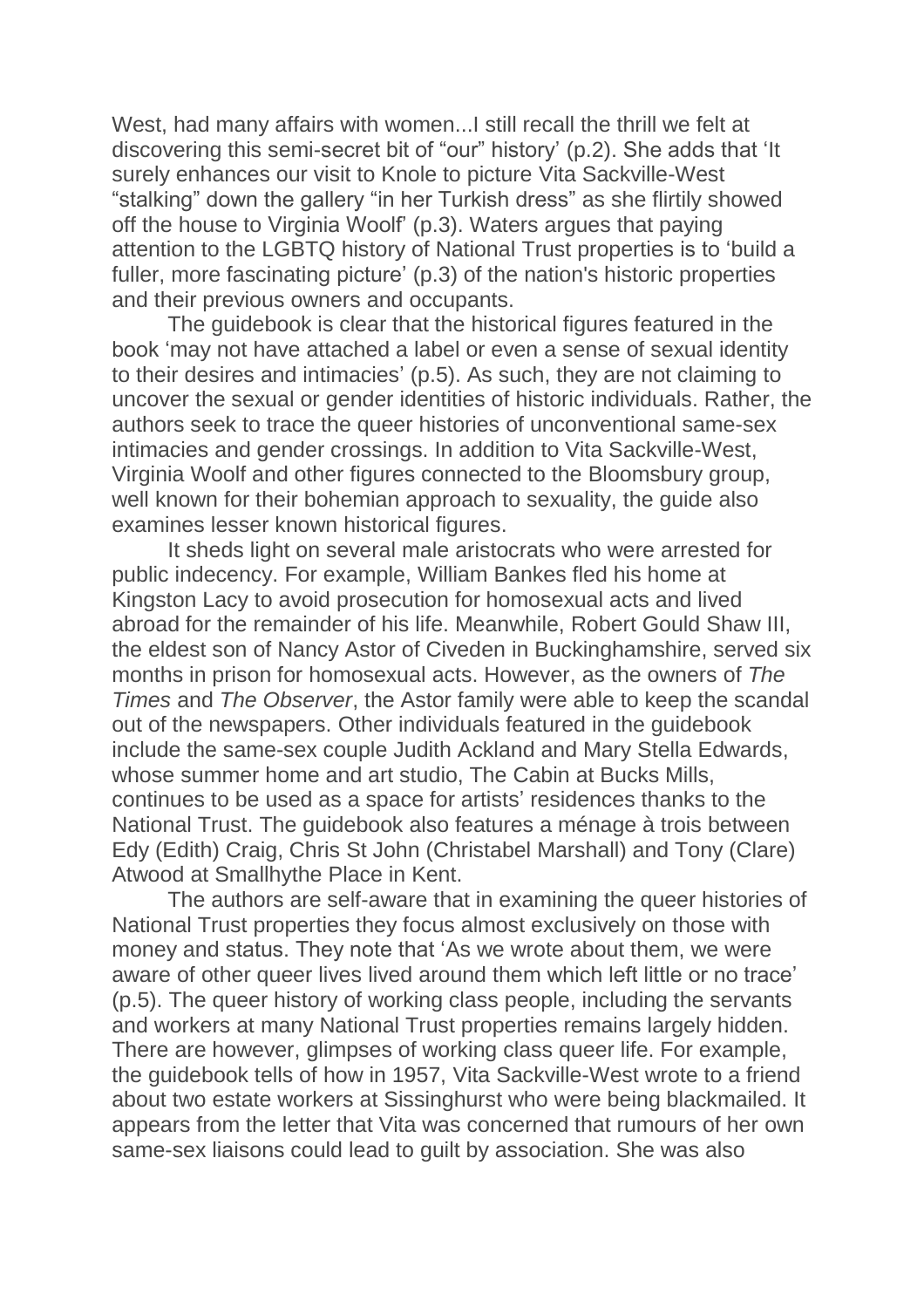West, had many affairs with women...I still recall the thrill we felt at discovering this semi-secret bit of "our" history' (p.2). She adds that 'It surely enhances our visit to Knole to picture Vita Sackville-West "stalking" down the gallery "in her Turkish dress" as she flirtily showed off the house to Virginia Woolf' (p.3). Waters argues that paying attention to the LGBTQ history of National Trust properties is to 'build a fuller, more fascinating picture' (p.3) of the nation's historic properties and their previous owners and occupants.

The guidebook is clear that the historical figures featured in the book 'may not have attached a label or even a sense of sexual identity to their desires and intimacies' (p.5). As such, they are not claiming to uncover the sexual or gender identities of historic individuals. Rather, the authors seek to trace the queer histories of unconventional same-sex intimacies and gender crossings. In addition to Vita Sackville-West, Virginia Woolf and other figures connected to the Bloomsbury group, well known for their bohemian approach to sexuality, the guide also examines lesser known historical figures.

It sheds light on several male aristocrats who were arrested for public indecency. For example, William Bankes fled his home at Kingston Lacy to avoid prosecution for homosexual acts and lived abroad for the remainder of his life. Meanwhile, Robert Gould Shaw III, the eldest son of Nancy Astor of Civeden in Buckinghamshire, served six months in prison for homosexual acts. However, as the owners of *The Times* and *The Observer*, the Astor family were able to keep the scandal out of the newspapers. Other individuals featured in the guidebook include the same-sex couple Judith Ackland and Mary Stella Edwards, whose summer home and art studio, The Cabin at Bucks Mills, continues to be used as a space for artists' residences thanks to the National Trust. The guidebook also features a ménage à trois between Edy (Edith) Craig, Chris St John (Christabel Marshall) and Tony (Clare) Atwood at Smallhythe Place in Kent.

The authors are self-aware that in examining the queer histories of National Trust properties they focus almost exclusively on those with money and status. They note that 'As we wrote about them, we were aware of other queer lives lived around them which left little or no trace' (p.5). The queer history of working class people, including the servants and workers at many National Trust properties remains largely hidden. There are however, glimpses of working class queer life. For example, the guidebook tells of how in 1957, Vita Sackville-West wrote to a friend about two estate workers at Sissinghurst who were being blackmailed. It appears from the letter that Vita was concerned that rumours of her own same-sex liaisons could lead to guilt by association. She was also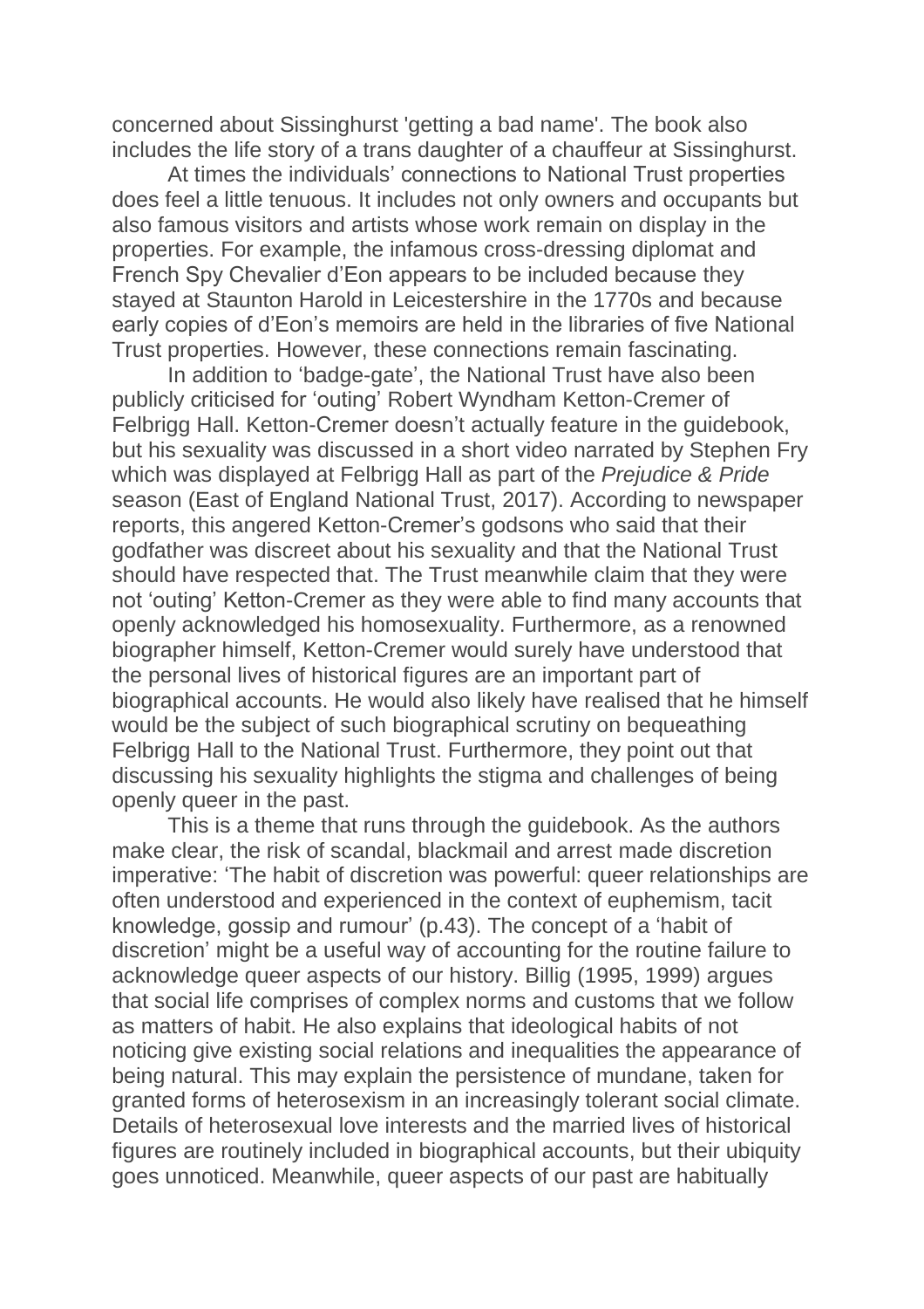concerned about Sissinghurst 'getting a bad name'. The book also includes the life story of a trans daughter of a chauffeur at Sissinghurst.

At times the individuals' connections to National Trust properties does feel a little tenuous. It includes not only owners and occupants but also famous visitors and artists whose work remain on display in the properties. For example, the infamous cross-dressing diplomat and French Spy Chevalier d'Eon appears to be included because they stayed at Staunton Harold in Leicestershire in the 1770s and because early copies of d'Eon's memoirs are held in the libraries of five National Trust properties. However, these connections remain fascinating.

In addition to 'badge-gate', the National Trust have also been publicly criticised for 'outing' Robert Wyndham Ketton-Cremer of Felbrigg Hall. Ketton-Cremer doesn't actually feature in the guidebook, but his sexuality was discussed in a short video narrated by Stephen Fry which was displayed at Felbrigg Hall as part of the *Prejudice & Pride* season (East of England National Trust, 2017). According to newspaper reports, this angered Ketton-Cremer's godsons who said that their godfather was discreet about his sexuality and that the National Trust should have respected that. The Trust meanwhile claim that they were not 'outing' Ketton-Cremer as they were able to find many accounts that openly acknowledged his homosexuality. Furthermore, as a renowned biographer himself, Ketton-Cremer would surely have understood that the personal lives of historical figures are an important part of biographical accounts. He would also likely have realised that he himself would be the subject of such biographical scrutiny on bequeathing Felbrigg Hall to the National Trust. Furthermore, they point out that discussing his sexuality highlights the stigma and challenges of being openly queer in the past.

This is a theme that runs through the guidebook. As the authors make clear, the risk of scandal, blackmail and arrest made discretion imperative: 'The habit of discretion was powerful: queer relationships are often understood and experienced in the context of euphemism, tacit knowledge, gossip and rumour' (p.43). The concept of a 'habit of discretion' might be a useful way of accounting for the routine failure to acknowledge queer aspects of our history. Billig (1995, 1999) argues that social life comprises of complex norms and customs that we follow as matters of habit. He also explains that ideological habits of not noticing give existing social relations and inequalities the appearance of being natural. This may explain the persistence of mundane, taken for granted forms of heterosexism in an increasingly tolerant social climate. Details of heterosexual love interests and the married lives of historical figures are routinely included in biographical accounts, but their ubiquity goes unnoticed. Meanwhile, queer aspects of our past are habitually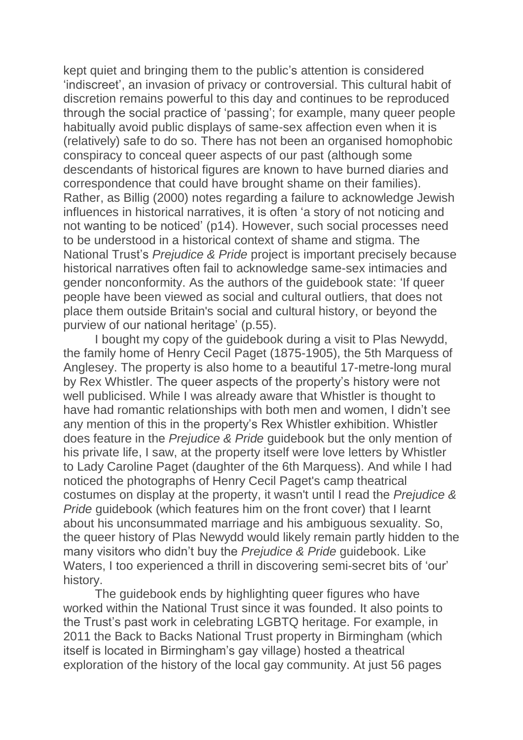kept quiet and bringing them to the public's attention is considered 'indiscreet', an invasion of privacy or controversial. This cultural habit of discretion remains powerful to this day and continues to be reproduced through the social practice of 'passing'; for example, many queer people habitually avoid public displays of same-sex affection even when it is (relatively) safe to do so. There has not been an organised homophobic conspiracy to conceal queer aspects of our past (although some descendants of historical figures are known to have burned diaries and correspondence that could have brought shame on their families). Rather, as Billig (2000) notes regarding a failure to acknowledge Jewish influences in historical narratives, it is often 'a story of not noticing and not wanting to be noticed' (p14). However, such social processes need to be understood in a historical context of shame and stigma. The National Trust's *Prejudice & Pride* project is important precisely because historical narratives often fail to acknowledge same-sex intimacies and gender nonconformity. As the authors of the guidebook state: 'If queer people have been viewed as social and cultural outliers, that does not place them outside Britain's social and cultural history, or beyond the purview of our national heritage' (p.55).

I bought my copy of the guidebook during a visit to Plas Newydd, the family home of Henry Cecil Paget (1875-1905), the 5th Marquess of Anglesey. The property is also home to a beautiful 17-metre-long mural by Rex Whistler. The queer aspects of the property's history were not well publicised. While I was already aware that Whistler is thought to have had romantic relationships with both men and women, I didn't see any mention of this in the property's Rex Whistler exhibition. Whistler does feature in the *Prejudice & Pride* guidebook but the only mention of his private life, I saw, at the property itself were love letters by Whistler to Lady Caroline Paget (daughter of the 6th Marquess). And while I had noticed the photographs of Henry Cecil Paget's camp theatrical costumes on display at the property, it wasn't until I read the *Prejudice & Pride* guidebook (which features him on the front cover) that I learnt about his unconsummated marriage and his ambiguous sexuality. So, the queer history of Plas Newydd would likely remain partly hidden to the many visitors who didn't buy the *Prejudice & Pride* guidebook. Like Waters, I too experienced a thrill in discovering semi-secret bits of 'our' history.

The guidebook ends by highlighting queer figures who have worked within the National Trust since it was founded. It also points to the Trust's past work in celebrating LGBTQ heritage. For example, in 2011 the Back to Backs National Trust property in Birmingham (which itself is located in Birmingham's gay village) hosted a theatrical exploration of the history of the local gay community. At just 56 pages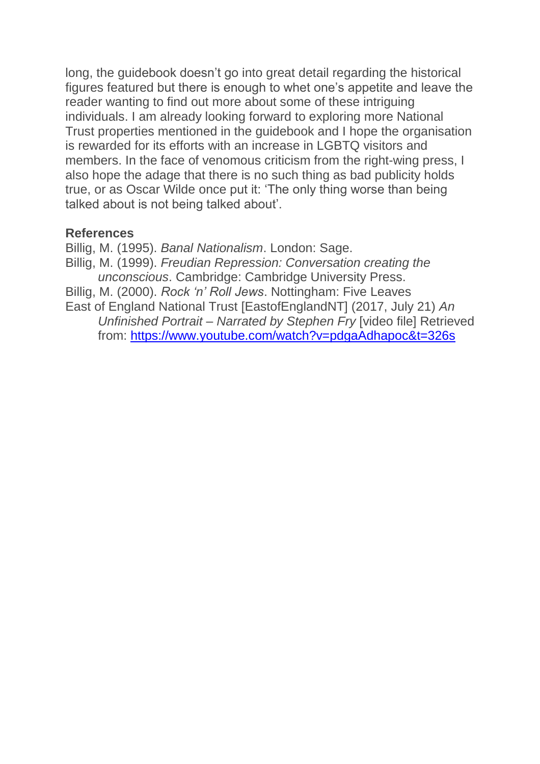long, the guidebook doesn't go into great detail regarding the historical figures featured but there is enough to whet one's appetite and leave the reader wanting to find out more about some of these intriguing individuals. I am already looking forward to exploring more National Trust properties mentioned in the guidebook and I hope the organisation is rewarded for its efforts with an increase in LGBTQ visitors and members. In the face of venomous criticism from the right-wing press, I also hope the adage that there is no such thing as bad publicity holds true, or as Oscar Wilde once put it: 'The only thing worse than being talked about is not being talked about'.

**References**

Billig, M. (1995). *Banal Nationalism*. London: Sage.

Billig, M. (1999). *Freudian Repression: Conversation creating the unconscious*. Cambridge: Cambridge University Press.

Billig, M. (2000). *Rock 'n' Roll Jews*. Nottingham: Five Leaves

East of England National Trust [EastofEnglandNT] (2017, July 21) *An Unfinished Portrait – Narrated by Stephen Fry* [video file] Retrieved from: https://www.youtube.com/watch?v=pdgaAdhapoc&t=326s